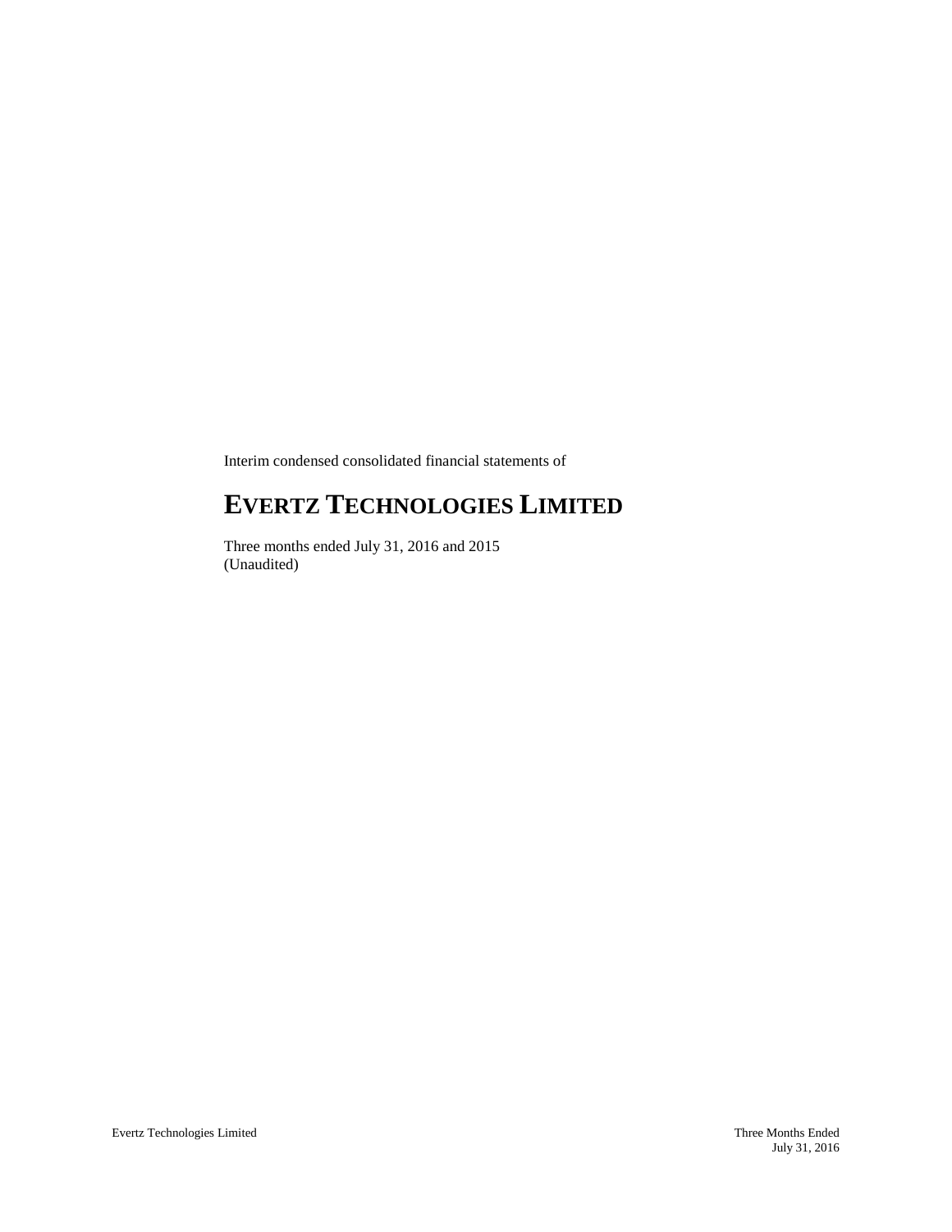Interim condensed consolidated financial statements of

# EVERTZ TECHNOLOGIES LIMITED

Three months ended July 31, 2016 and 2015
(Unaudited)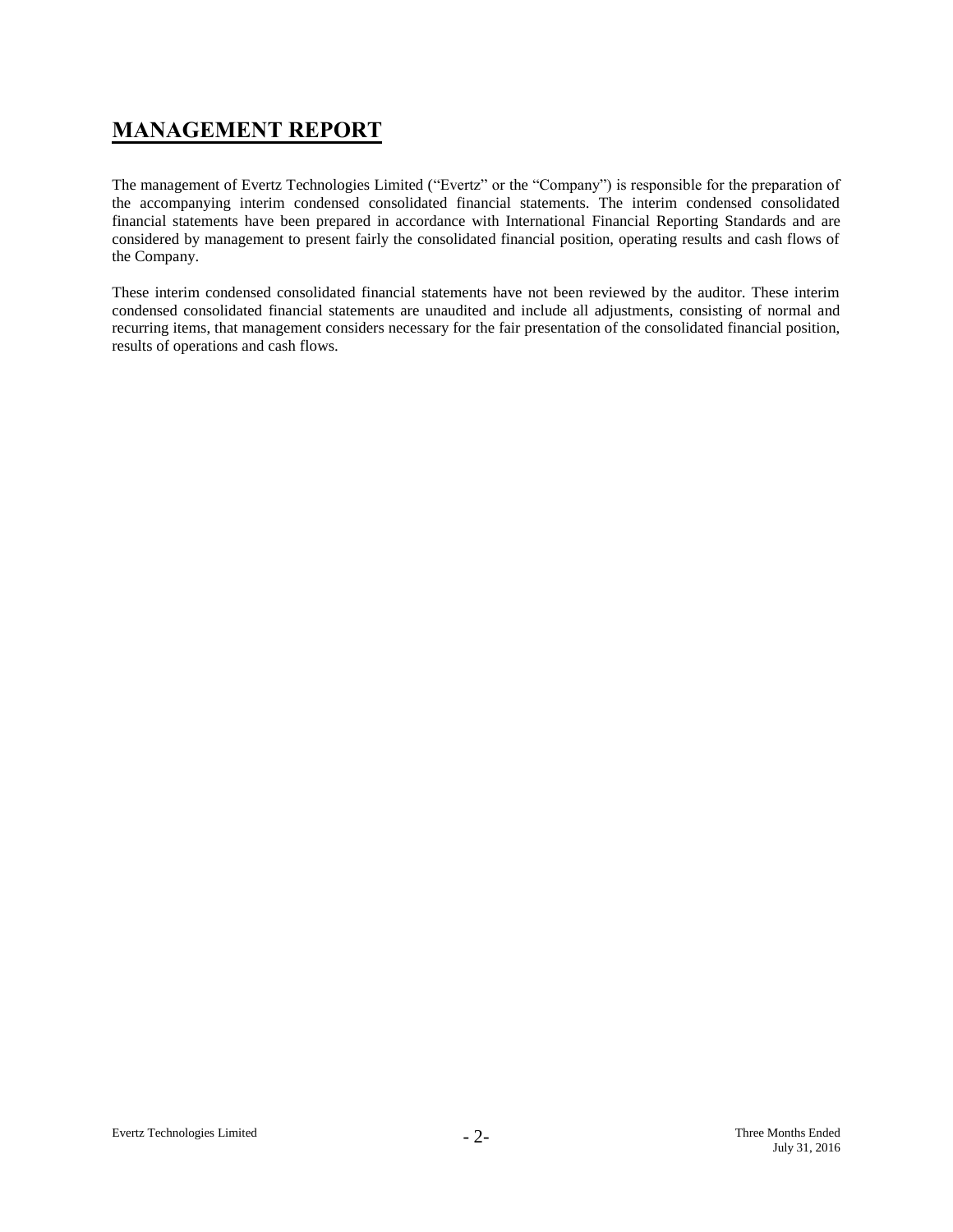# MANAGEMENT REPORT

The management of Evertz Technologies Limited ("Evertz" or the "Company") is responsible for the preparation of the accompanying interim condensed consolidated financial statements. The interim condensed consolidated financial statements have been prepared in accordance with International Financial Reporting Standards and are considered by management to present fairly the consolidated financial position, operating results and cash flows of the Company.

These interim condensed consolidated financial statements have not been reviewed by the auditor. These interim condensed consolidated financial statements are unaudited and include all adjustments, consisting of normal and recurring items, that management considers necessary for the fair presentation of the consolidated financial position, results of operations and cash flows.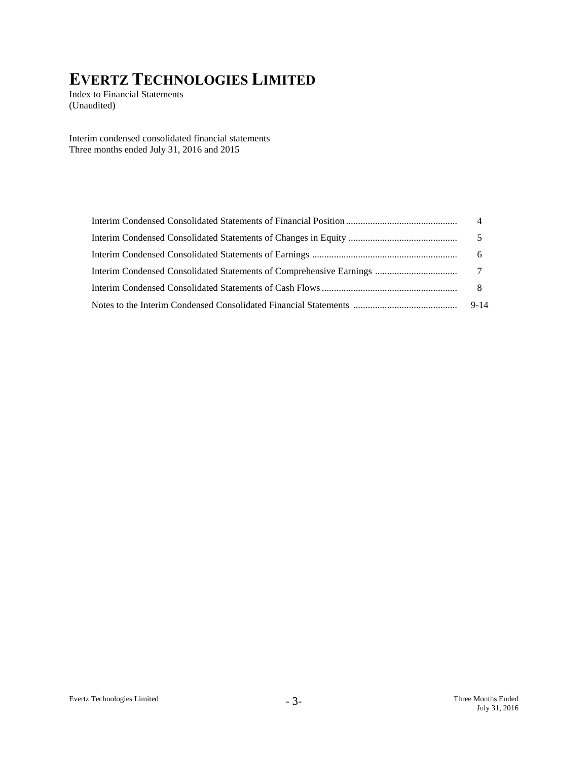# EVERTZ TECHNOLOGIES LIMITED

Index to Financial Statements
(Unaudited)

Interim condensed consolidated financial statements
Three months ended July 31, 2016 and 2015

| | |
|---|---|
| Interim Condensed Consolidated Statements of Financial Position | 4 |
| Interim Condensed Consolidated Statements of Changes in Equity | 5 |
| Interim Condensed Consolidated Statements of Earnings | 6 |
| Interim Condensed Consolidated Statements of Comprehensive Earnings | 7 |
| Interim Condensed Consolidated Statements of Cash Flows | 8 |
| Notes to the Interim Condensed Consolidated Financial Statements | 9-14 |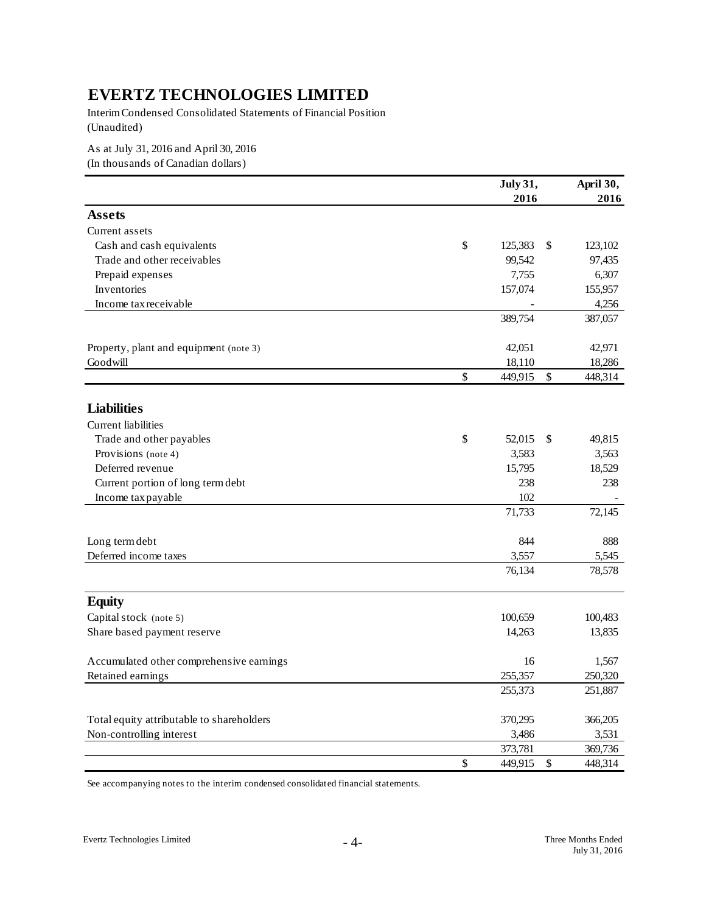# EVERTZ TECHNOLOGIES LIMITED

Interim Condensed Consolidated Statements of Financial Position
(Unaudited)

As at July 31, 2016 and April 30, 2016
(In thousands of Canadian dollars)

| | July 31, 2016 | April 30, 2016 |
|---|---|---|
| **Assets** | | |
| Current assets | | |
| Cash and cash equivalents | $ 125,383 | $ 123,102 |
| Trade and other receivables | 99,542 | 97,435 |
| Prepaid expenses | 7,755 | 6,307 |
| Inventories | 157,074 | 155,957 |
| Income tax receivable | - | 4,256 |
| | 389,754 | 387,057 |
| Property, plant and equipment (note 3) | 42,051 | 42,971 |
| Goodwill | 18,110 | 18,286 |
| | $ 449,915 | $ 448,314 |
| **Liabilities** | | |
| Current liabilities | | |
| Trade and other payables | $ 52,015 | $ 49,815 |
| Provisions (note 4) | 3,583 | 3,563 |
| Deferred revenue | 15,795 | 18,529 |
| Current portion of long term debt | 238 | 238 |
| Income tax payable | 102 | - |
| | 71,733 | 72,145 |
| Long term debt | 844 | 888 |
| Deferred income taxes | 3,557 | 5,545 |
| | 76,134 | 78,578 |
| **Equity** | | |
| Capital stock (note 5) | 100,659 | 100,483 |
| Share based payment reserve | 14,263 | 13,835 |
| Accumulated other comprehensive earnings | 16 | 1,567 |
| Retained earnings | 255,357 | 250,320 |
| | 255,373 | 251,887 |
| Total equity attributable to shareholders | 370,295 | 366,205 |
| Non-controlling interest | 3,486 | 3,531 |
| | 373,781 | 369,736 |
| | $ 449,915 | $ 448,314 |

See accompanying notes to the interim condensed consolidated financial statements.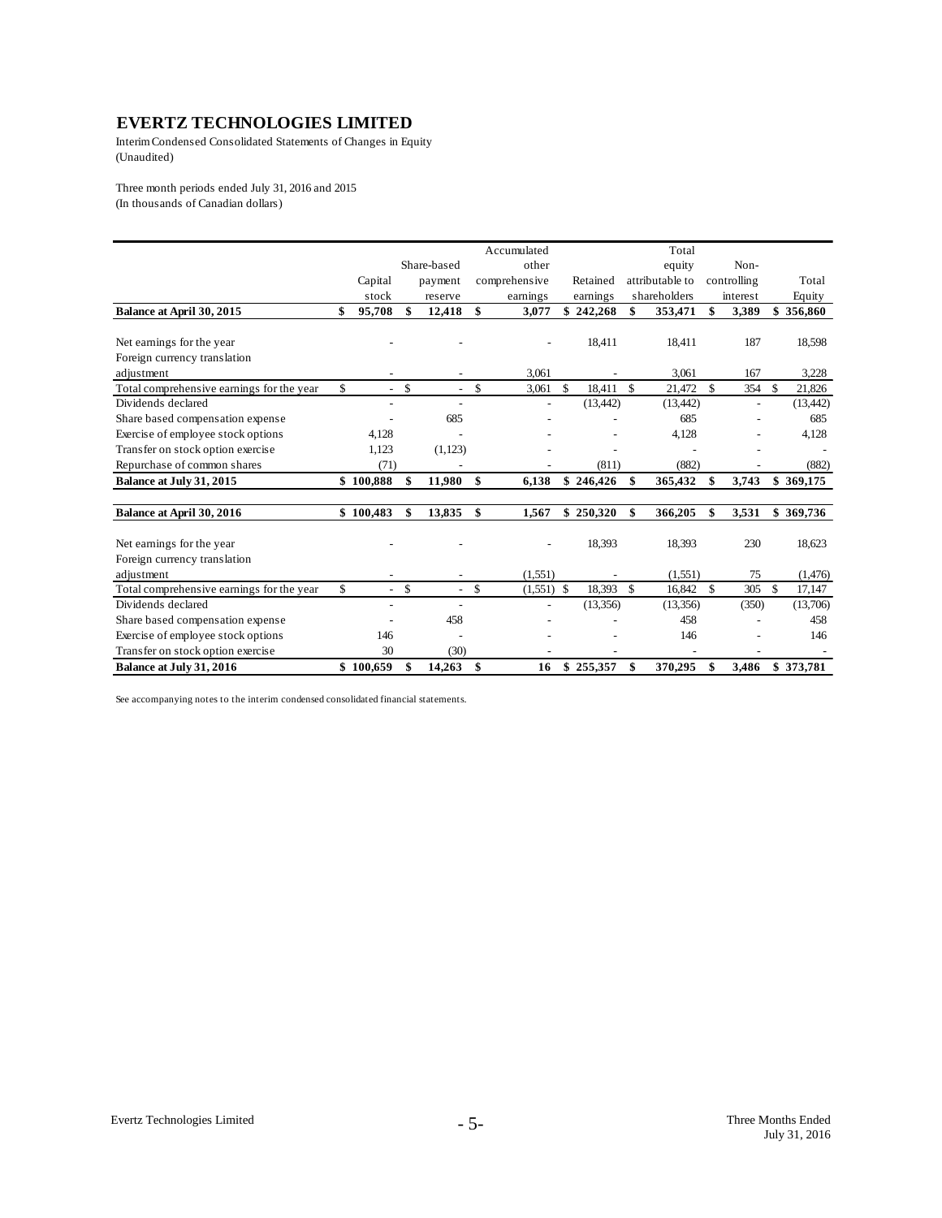# EVERTZ TECHNOLOGIES LIMITED

Interim Condensed Consolidated Statements of Changes in Equity
(Unaudited)

Three month periods ended July 31, 2016 and 2015
(In thousands of Canadian dollars)

| | Capital stock | Share-based payment reserve | Accumulated other comprehensive earnings | Retained earnings | Total equity attributable to shareholders | Non-controlling interest | Total Equity |
|---|---|---|---|---|---|---|---|
| **Balance at April 30, 2015** | **$ 95,708** | **$ 12,418** | **$ 3,077** | **$ 242,268** | **$ 353,471** | **$ 3,389** | **$ 356,860** |
| Net earnings for the year | - | - | - | 18,411 | 18,411 | 187 | 18,598 |
| Foreign currency translation adjustment | - | - | 3,061 | - | 3,061 | 167 | 3,228 |
| Total comprehensive earnings for the year | $ - | $ - | $ 3,061 | $ 18,411 | $ 21,472 | $ 354 | $ 21,826 |
| Dividends declared | - | - | - | (13,442) | (13,442) | - | (13,442) |
| Share based compensation expense | - | 685 | - | - | 685 | - | 685 |
| Exercise of employee stock options | 4,128 | - | - | - | 4,128 | - | 4,128 |
| Transfer on stock option exercise | 1,123 | (1,123) | - | - | - | - | - |
| Repurchase of common shares | (71) | - | - | (811) | (882) | - | (882) |
| **Balance at July 31, 2015** | **$ 100,888** | **$ 11,980** | **$ 6,138** | **$ 246,426** | **$ 365,432** | **$ 3,743** | **$ 369,175** |
| | | | | | | | |
| **Balance at April 30, 2016** | **$ 100,483** | **$ 13,835** | **$ 1,567** | **$ 250,320** | **$ 366,205** | **$ 3,531** | **$ 369,736** |
| Net earnings for the year | - | - | - | 18,393 | 18,393 | 230 | 18,623 |
| Foreign currency translation adjustment | - | - | (1,551) | - | (1,551) | 75 | (1,476) |
| Total comprehensive earnings for the year | $ - | $ - | $ (1,551) | $ 18,393 | $ 16,842 | $ 305 | $ 17,147 |
| Dividends declared | - | - | - | (13,356) | (13,356) | (350) | (13,706) |
| Share based compensation expense | - | 458 | - | - | 458 | - | 458 |
| Exercise of employee stock options | 146 | - | - | - | 146 | - | 146 |
| Transfer on stock option exercise | 30 | (30) | - | - | - | - | - |
| **Balance at July 31, 2016** | **$ 100,659** | **$ 14,263** | **$ 16** | **$ 255,357** | **$ 370,295** | **$ 3,486** | **$ 373,781** |

See accompanying notes to the interim condensed consolidated financial statements.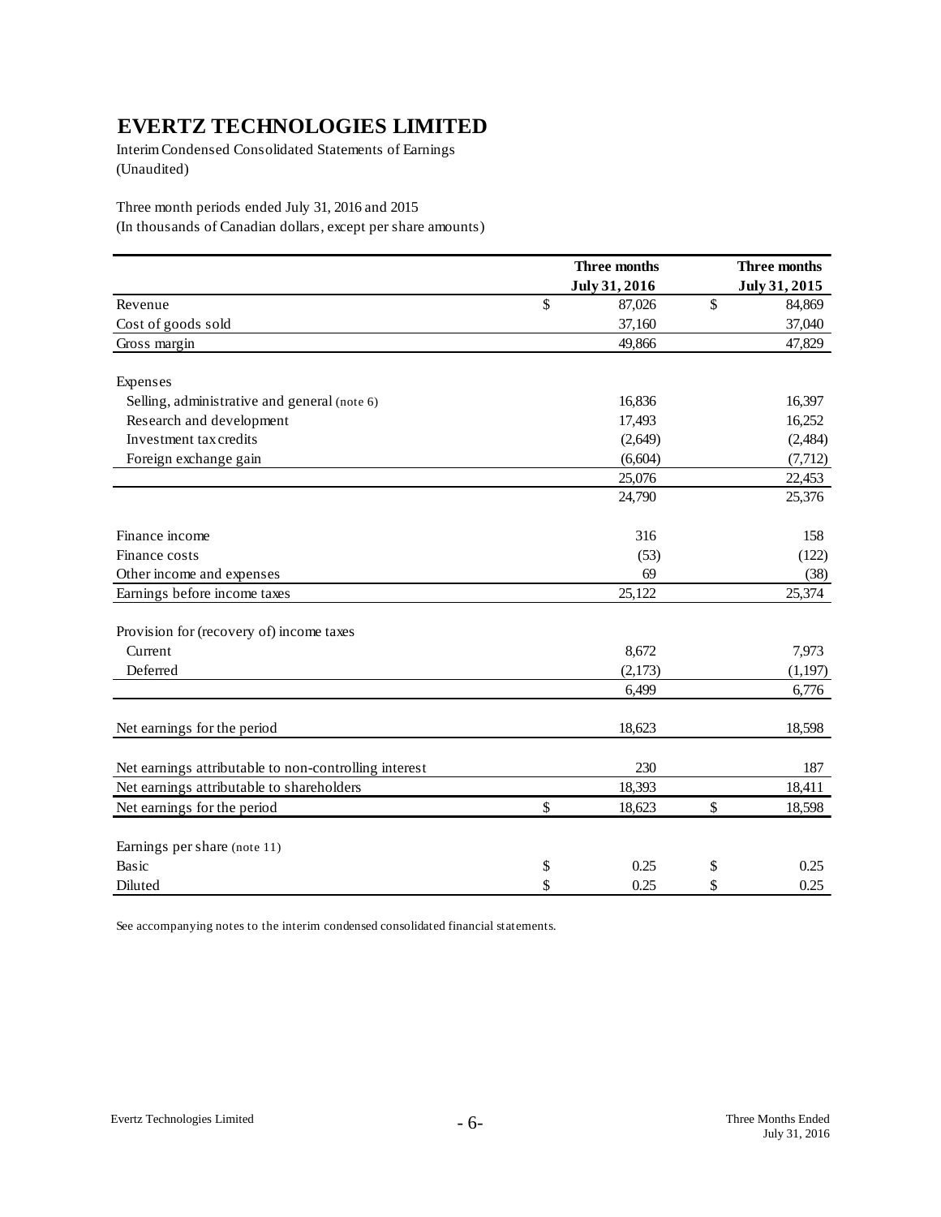# EVERTZ TECHNOLOGIES LIMITED

Interim Condensed Consolidated Statements of Earnings
(Unaudited)

Three month periods ended July 31, 2016 and 2015
(In thousands of Canadian dollars, except per share amounts)

| | Three months July 31, 2016 | Three months July 31, 2015 |
|---|---|---|
| Revenue | $ 87,026 | $ 84,869 |
| Cost of goods sold | 37,160 | 37,040 |
| Gross margin | 49,866 | 47,829 |
| | | |
| Expenses | | |
| Selling, administrative and general (note 6) | 16,836 | 16,397 |
| Research and development | 17,493 | 16,252 |
| Investment tax credits | (2,649) | (2,484) |
| Foreign exchange gain | (6,604) | (7,712) |
| | 25,076 | 22,453 |
| | 24,790 | 25,376 |
| | | |
| Finance income | 316 | 158 |
| Finance costs | (53) | (122) |
| Other income and expenses | 69 | (38) |
| Earnings before income taxes | 25,122 | 25,374 |
| | | |
| Provision for (recovery of) income taxes | | |
| Current | 8,672 | 7,973 |
| Deferred | (2,173) | (1,197) |
| | 6,499 | 6,776 |
| | | |
| Net earnings for the period | 18,623 | 18,598 |
| | | |
| Net earnings attributable to non-controlling interest | 230 | 187 |
| Net earnings attributable to shareholders | 18,393 | 18,411 |
| Net earnings for the period | $ 18,623 | $ 18,598 |
| | | |
| Earnings per share (note 11) | | |
| Basic | $ 0.25 | $ 0.25 |
| Diluted | $ 0.25 | $ 0.25 |

See accompanying notes to the interim condensed consolidated financial statements.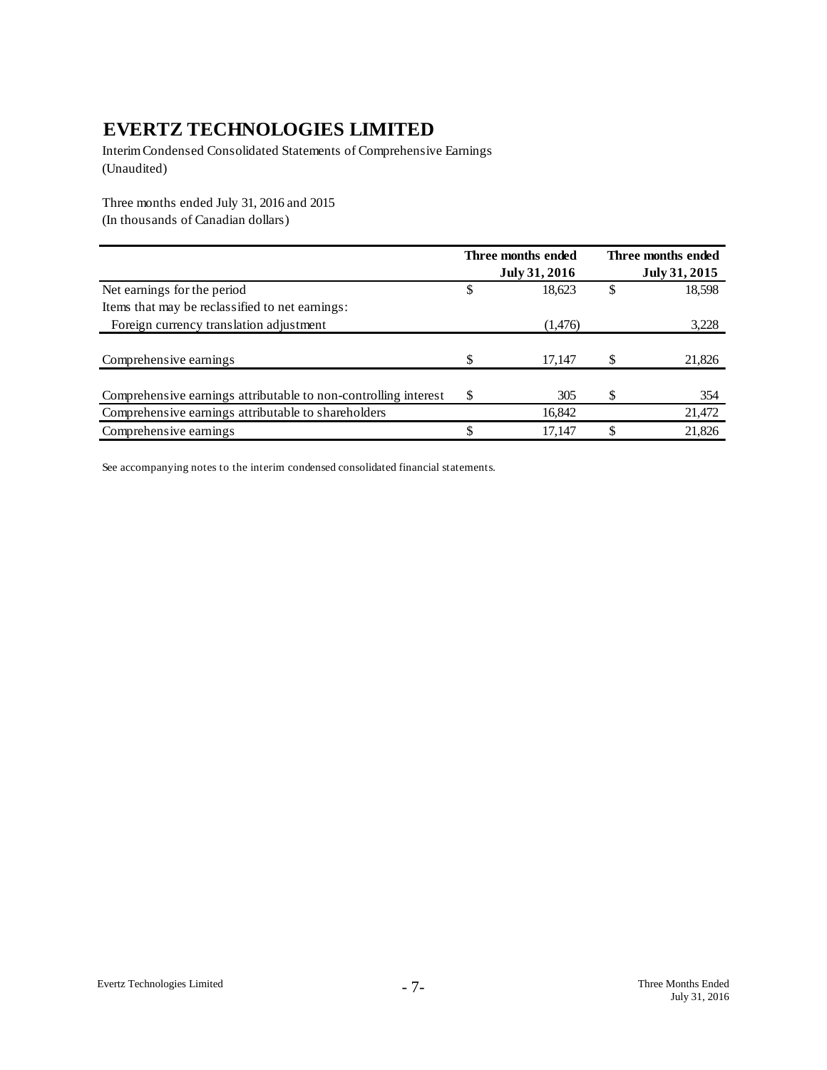# EVERTZ TECHNOLOGIES LIMITED

Interim Condensed Consolidated Statements of Comprehensive Earnings
(Unaudited)

Three months ended July 31, 2016 and 2015
(In thousands of Canadian dollars)

| | Three months ended July 31, 2016 | Three months ended July 31, 2015 |
|---|---|---|
| Net earnings for the period | $ 18,623 | $ 18,598 |
| Items that may be reclassified to net earnings: | | |
| Foreign currency translation adjustment | (1,476) | 3,228 |
| Comprehensive earnings | $ 17,147 | $ 21,826 |
| Comprehensive earnings attributable to non-controlling interest | $ 305 | $ 354 |
| Comprehensive earnings attributable to shareholders | 16,842 | 21,472 |
| Comprehensive earnings | $ 17,147 | $ 21,826 |

See accompanying notes to the interim condensed consolidated financial statements.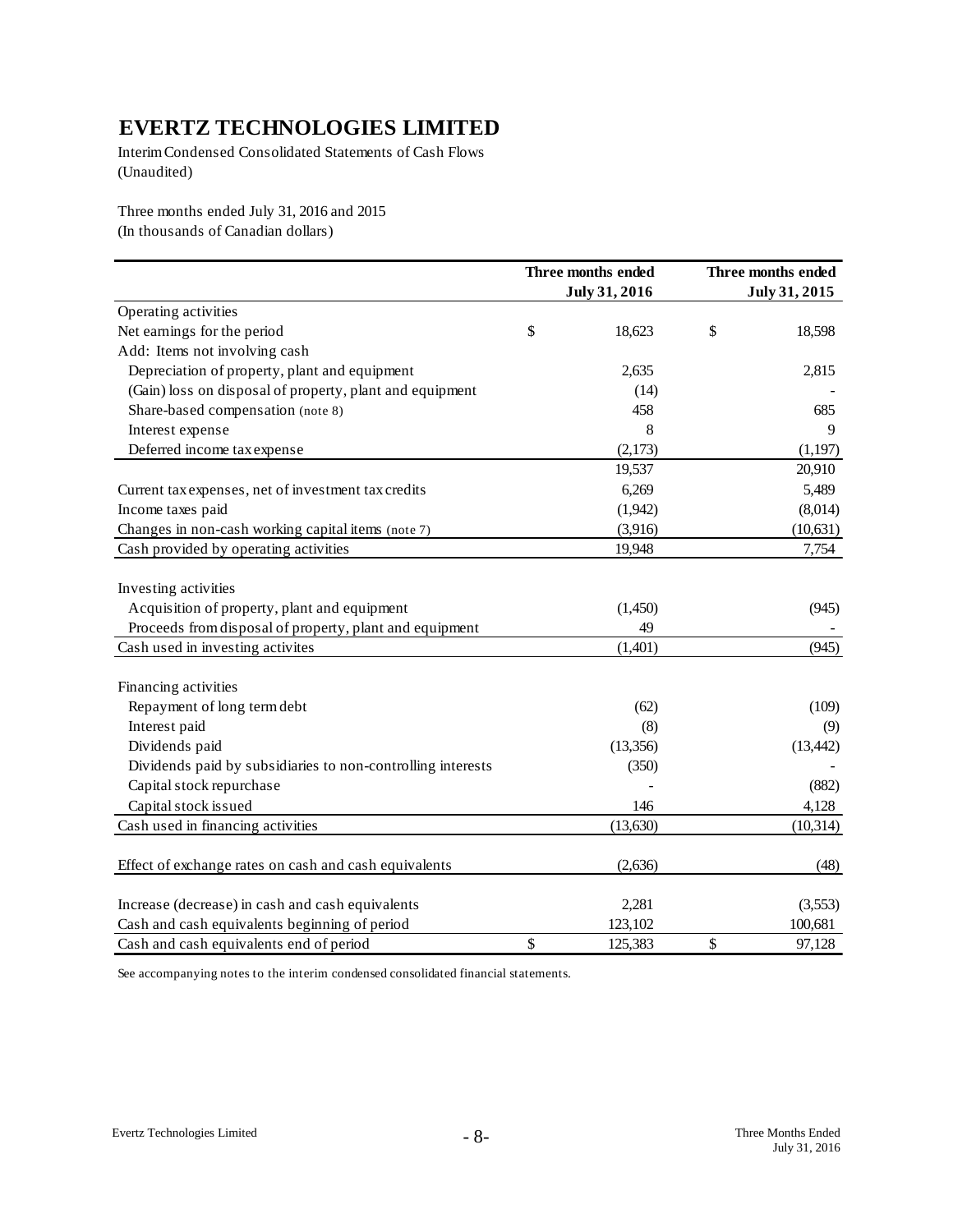# EVERTZ TECHNOLOGIES LIMITED

Interim Condensed Consolidated Statements of Cash Flows
(Unaudited)

Three months ended July 31, 2016 and 2015
(In thousands of Canadian dollars)

| | Three months ended July 31, 2016 | Three months ended July 31, 2015 |
|---|---|---|
| Operating activities | | |
| Net earnings for the period | $ 18,623 | $ 18,598 |
| Add: Items not involving cash | | |
| Depreciation of property, plant and equipment | 2,635 | 2,815 |
| (Gain) loss on disposal of property, plant and equipment | (14) | - |
| Share-based compensation (note 8) | 458 | 685 |
| Interest expense | 8 | 9 |
| Deferred income tax expense | (2,173) | (1,197) |
| | 19,537 | 20,910 |
| Current tax expenses, net of investment tax credits | 6,269 | 5,489 |
| Income taxes paid | (1,942) | (8,014) |
| Changes in non-cash working capital items (note 7) | (3,916) | (10,631) |
| Cash provided by operating activities | 19,948 | 7,754 |
| | | |
| Investing activities | | |
| Acquisition of property, plant and equipment | (1,450) | (945) |
| Proceeds from disposal of property, plant and equipment | 49 | - |
| Cash used in investing activites | (1,401) | (945) |
| | | |
| Financing activities | | |
| Repayment of long term debt | (62) | (109) |
| Interest paid | (8) | (9) |
| Dividends paid | (13,356) | (13,442) |
| Dividends paid by subsidiaries to non-controlling interests | (350) | - |
| Capital stock repurchase | - | (882) |
| Capital stock issued | 146 | 4,128 |
| Cash used in financing activities | (13,630) | (10,314) |
| | | |
| Effect of exchange rates on cash and cash equivalents | (2,636) | (48) |
| | | |
| Increase (decrease) in cash and cash equivalents | 2,281 | (3,553) |
| Cash and cash equivalents beginning of period | 123,102 | 100,681 |
| Cash and cash equivalents end of period | $ 125,383 | $ 97,128 |

See accompanying notes to the interim condensed consolidated financial statements.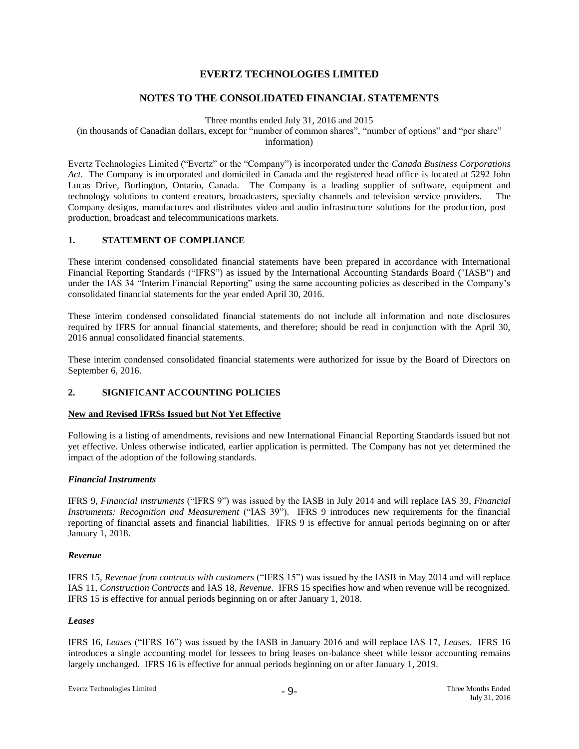# EVERTZ TECHNOLOGIES LIMITED

## NOTES TO THE CONSOLIDATED FINANCIAL STATEMENTS

Three months ended July 31, 2016 and 2015

(in thousands of Canadian dollars, except for "number of common shares", "number of options" and "per share" information)

Evertz Technologies Limited ("Evertz" or the "Company") is incorporated under the *Canada Business Corporations Act*. The Company is incorporated and domiciled in Canada and the registered head office is located at 5292 John Lucas Drive, Burlington, Ontario, Canada. The Company is a leading supplier of software, equipment and technology solutions to content creators, broadcasters, specialty channels and television service providers. The Company designs, manufactures and distributes video and audio infrastructure solutions for the production, post–production, broadcast and telecommunications markets.

### 1. STATEMENT OF COMPLIANCE

These interim condensed consolidated financial statements have been prepared in accordance with International Financial Reporting Standards ("IFRS") as issued by the International Accounting Standards Board ("IASB") and under the IAS 34 "Interim Financial Reporting" using the same accounting policies as described in the Company's consolidated financial statements for the year ended April 30, 2016.

These interim condensed consolidated financial statements do not include all information and note disclosures required by IFRS for annual financial statements, and therefore; should be read in conjunction with the April 30, 2016 annual consolidated financial statements.

These interim condensed consolidated financial statements were authorized for issue by the Board of Directors on September 6, 2016.

### 2. SIGNIFICANT ACCOUNTING POLICIES

**New and Revised IFRSs Issued but Not Yet Effective**

Following is a listing of amendments, revisions and new International Financial Reporting Standards issued but not yet effective. Unless otherwise indicated, earlier application is permitted. The Company has not yet determined the impact of the adoption of the following standards.

***Financial Instruments***

IFRS 9, *Financial instruments* ("IFRS 9") was issued by the IASB in July 2014 and will replace IAS 39, *Financial Instruments: Recognition and Measurement* ("IAS 39"). IFRS 9 introduces new requirements for the financial reporting of financial assets and financial liabilities. IFRS 9 is effective for annual periods beginning on or after January 1, 2018.

***Revenue***

IFRS 15, *Revenue from contracts with customers* ("IFRS 15") was issued by the IASB in May 2014 and will replace IAS 11, *Construction Contracts* and IAS 18, *Revenue*. IFRS 15 specifies how and when revenue will be recognized. IFRS 15 is effective for annual periods beginning on or after January 1, 2018.

***Leases***

IFRS 16, *Leases* ("IFRS 16") was issued by the IASB in January 2016 and will replace IAS 17, *Leases.* IFRS 16 introduces a single accounting model for lessees to bring leases on-balance sheet while lessor accounting remains largely unchanged. IFRS 16 is effective for annual periods beginning on or after January 1, 2019.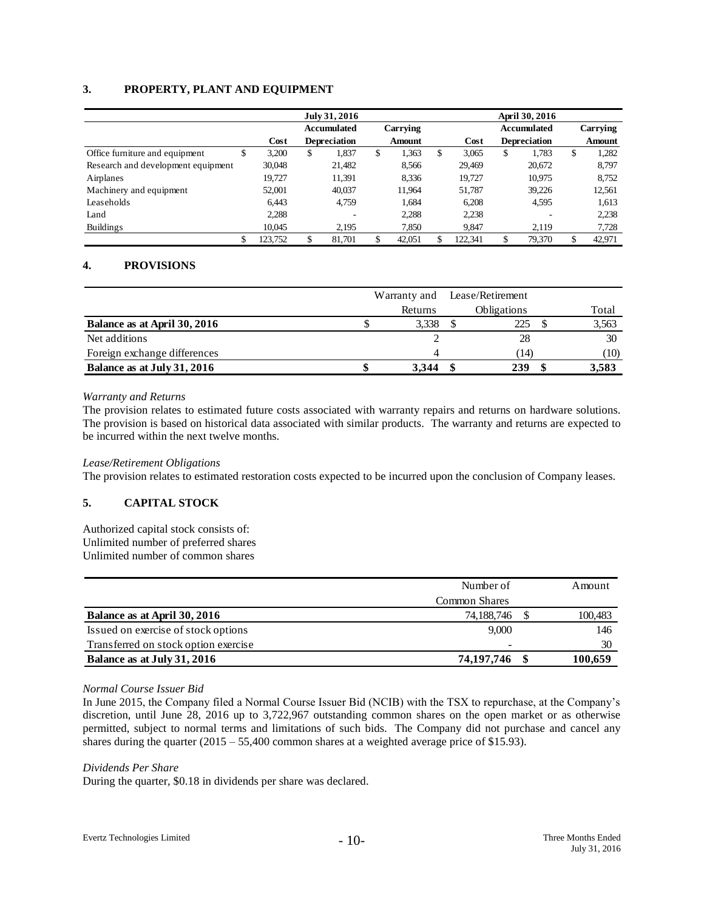### 3. PROPERTY, PLANT AND EQUIPMENT

| | July 31, 2016 | | | April 30, 2016 | | |
|---|---|---|---|---|---|---|
| | Cost | Accumulated Depreciation | Carrying Amount | Cost | Accumulated Depreciation | Carrying Amount |
| Office furniture and equipment | $ 3,200 | $ 1,837 | $ 1,363 | $ 3,065 | $ 1,783 | $ 1,282 |
| Research and development equipment | 30,048 | 21,482 | 8,566 | 29,469 | 20,672 | 8,797 |
| Airplanes | 19,727 | 11,391 | 8,336 | 19,727 | 10,975 | 8,752 |
| Machinery and equipment | 52,001 | 40,037 | 11,964 | 51,787 | 39,226 | 12,561 |
| Leaseholds | 6,443 | 4,759 | 1,684 | 6,208 | 4,595 | 1,613 |
| Land | 2,288 | - | 2,288 | 2,238 | - | 2,238 |
| Buildings | 10,045 | 2,195 | 7,850 | 9,847 | 2,119 | 7,728 |
| | $ 123,752 | $ 81,701 | $ 42,051 | $ 122,341 | $ 79,370 | $ 42,971 |

### 4. PROVISIONS

| | Warranty and Returns | Lease/Retirement Obligations | Total |
|---|---|---|---|
| **Balance as at April 30, 2016** | $ 3,338 | $ 225 | $ 3,563 |
| Net additions | 2 | 28 | 30 |
| Foreign exchange differences | 4 | (14) | (10) |
| **Balance as at July 31, 2016** | **$ 3,344** | **$ 239** | **$ 3,583** |

*Warranty and Returns*

The provision relates to estimated future costs associated with warranty repairs and returns on hardware solutions. The provision is based on historical data associated with similar products. The warranty and returns are expected to be incurred within the next twelve months.

*Lease/Retirement Obligations*

The provision relates to estimated restoration costs expected to be incurred upon the conclusion of Company leases.

### 5. CAPITAL STOCK

Authorized capital stock consists of:
Unlimited number of preferred shares
Unlimited number of common shares

| | Number of Common Shares | Amount |
|---|---|---|
| **Balance as at April 30, 2016** | 74,188,746 | $ 100,483 |
| Issued on exercise of stock options | 9,000 | 146 |
| Transferred on stock option exercise | - | 30 |
| **Balance as at July 31, 2016** | **74,197,746** | **$ 100,659** |

*Normal Course Issuer Bid*

In June 2015, the Company filed a Normal Course Issuer Bid (NCIB) with the TSX to repurchase, at the Company's discretion, until June 28, 2016 up to 3,722,967 outstanding common shares on the open market or as otherwise permitted, subject to normal terms and limitations of such bids. The Company did not purchase and cancel any shares during the quarter (2015 – 55,400 common shares at a weighted average price of $15.93).

*Dividends Per Share*

During the quarter, $0.18 in dividends per share was declared.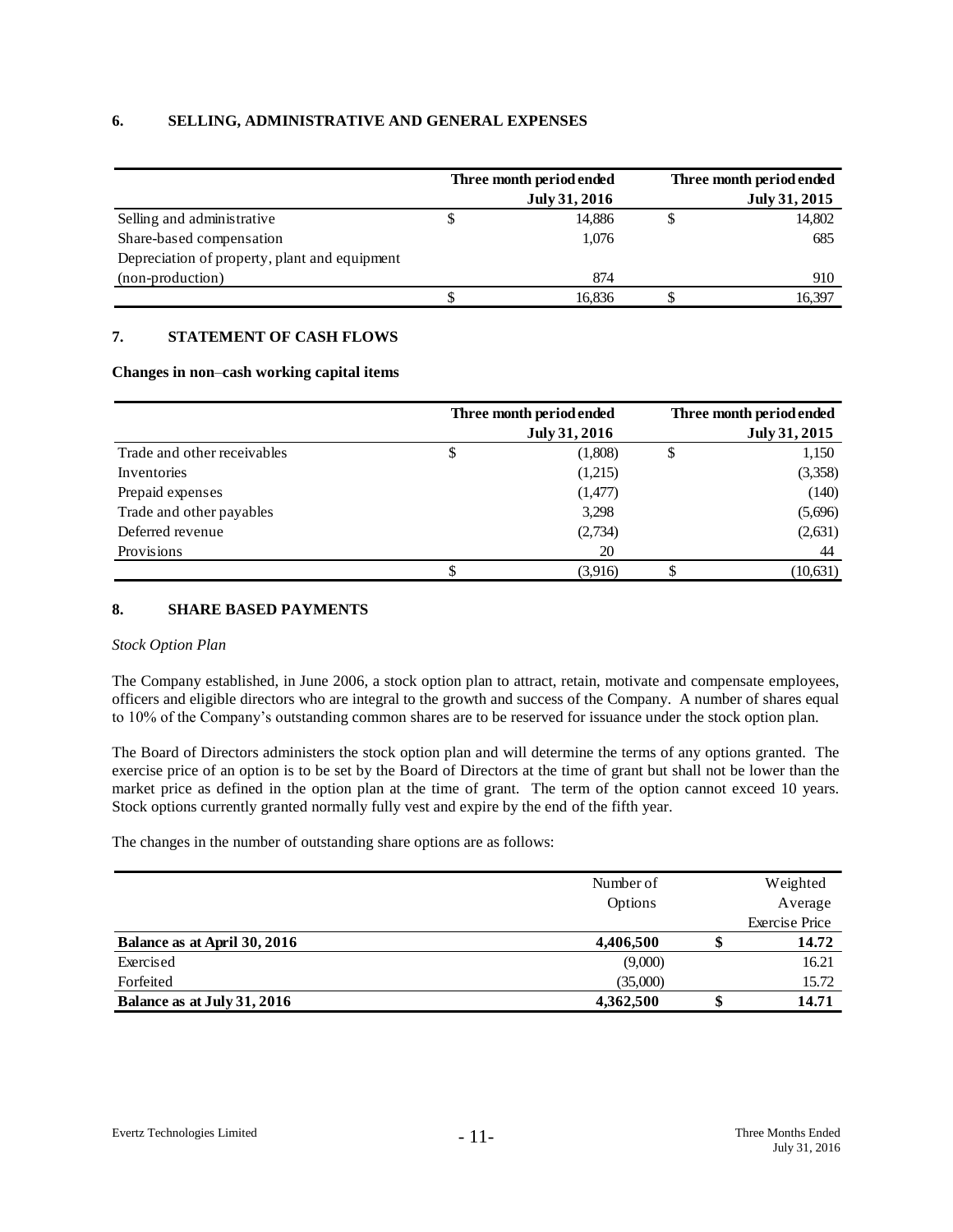## 6. SELLING, ADMINISTRATIVE AND GENERAL EXPENSES

| | Three month period ended July 31, 2016 | Three month period ended July 31, 2015 |
|---|---|---|
| Selling and administrative | $ 14,886 | $ 14,802 |
| Share-based compensation | 1,076 | 685 |
| Depreciation of property, plant and equipment (non-production) | 874 | 910 |
| | $ 16,836 | $ 16,397 |

## 7. STATEMENT OF CASH FLOWS

**Changes in non–cash working capital items**

| | Three month period ended July 31, 2016 | Three month period ended July 31, 2015 |
|---|---|---|
| Trade and other receivables | $ (1,808) | $ 1,150 |
| Inventories | (1,215) | (3,358) |
| Prepaid expenses | (1,477) | (140) |
| Trade and other payables | 3,298 | (5,696) |
| Deferred revenue | (2,734) | (2,631) |
| Provisions | 20 | 44 |
| | $ (3,916) | $ (10,631) |

## 8. SHARE BASED PAYMENTS

*Stock Option Plan*

The Company established, in June 2006, a stock option plan to attract, retain, motivate and compensate employees, officers and eligible directors who are integral to the growth and success of the Company. A number of shares equal to 10% of the Company's outstanding common shares are to be reserved for issuance under the stock option plan.

The Board of Directors administers the stock option plan and will determine the terms of any options granted. The exercise price of an option is to be set by the Board of Directors at the time of grant but shall not be lower than the market price as defined in the option plan at the time of grant. The term of the option cannot exceed 10 years. Stock options currently granted normally fully vest and expire by the end of the fifth year.

The changes in the number of outstanding share options are as follows:

| | Number of Options | Weighted Average Exercise Price |
|---|---|---|
| **Balance as at April 30, 2016** | **4,406,500** | **$ 14.72** |
| Exercised | (9,000) | 16.21 |
| Forfeited | (35,000) | 15.72 |
| **Balance as at July 31, 2016** | **4,362,500** | **$ 14.71** |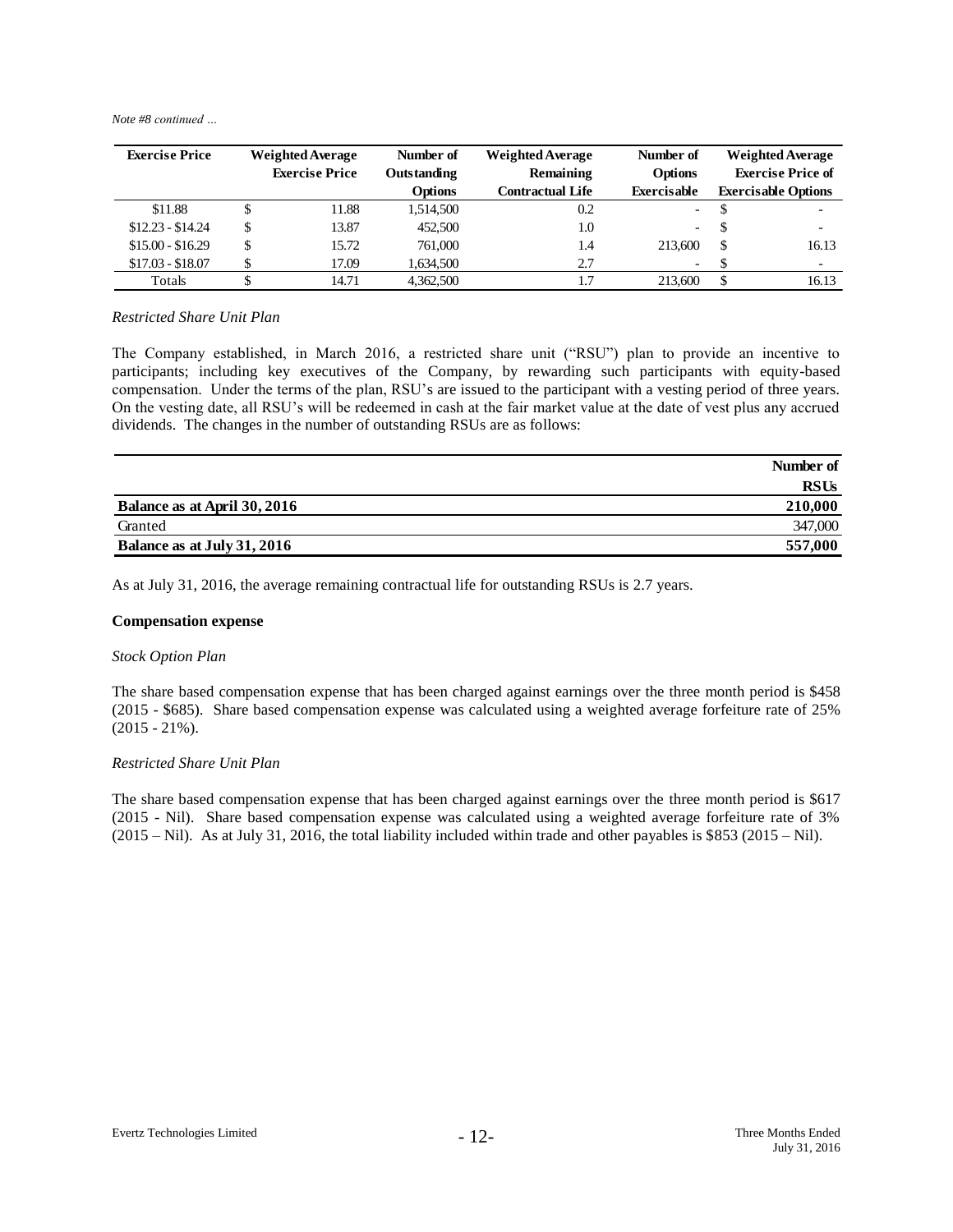*Note #8 continued …*

| Exercise Price | Weighted Average Exercise Price | Number of Outstanding Options | Weighted Average Remaining Contractual Life | Number of Options Exercisable | Weighted Average Exercise Price of Exercisable Options |
|---|---|---|---|---|---|
| $11.88 | $ 11.88 | 1,514,500 | 0.2 | - | $ - |
| $12.23 - $14.24 | $ 13.87 | 452,500 | 1.0 | - | $ - |
| $15.00 - $16.29 | $ 15.72 | 761,000 | 1.4 | 213,600 | $ 16.13 |
| $17.03 - $18.07 | $ 17.09 | 1,634,500 | 2.7 | - | $ - |
| Totals | $ 14.71 | 4,362,500 | 1.7 | 213,600 | $ 16.13 |

*Restricted Share Unit Plan*

The Company established, in March 2016, a restricted share unit ("RSU") plan to provide an incentive to participants; including key executives of the Company, by rewarding such participants with equity-based compensation. Under the terms of the plan, RSU's are issued to the participant with a vesting period of three years. On the vesting date, all RSU's will be redeemed in cash at the fair market value at the date of vest plus any accrued dividends. The changes in the number of outstanding RSUs are as follows:

| | Number of RSUs |
|---|---|
| **Balance as at April 30, 2016** | **210,000** |
| Granted | 347,000 |
| **Balance as at July 31, 2016** | **557,000** |

As at July 31, 2016, the average remaining contractual life for outstanding RSUs is 2.7 years.

**Compensation expense**

*Stock Option Plan*

The share based compensation expense that has been charged against earnings over the three month period is $458 (2015 - $685). Share based compensation expense was calculated using a weighted average forfeiture rate of 25% (2015 - 21%).

*Restricted Share Unit Plan*

The share based compensation expense that has been charged against earnings over the three month period is $617 (2015 - Nil). Share based compensation expense was calculated using a weighted average forfeiture rate of 3% (2015 – Nil). As at July 31, 2016, the total liability included within trade and other payables is $853 (2015 – Nil).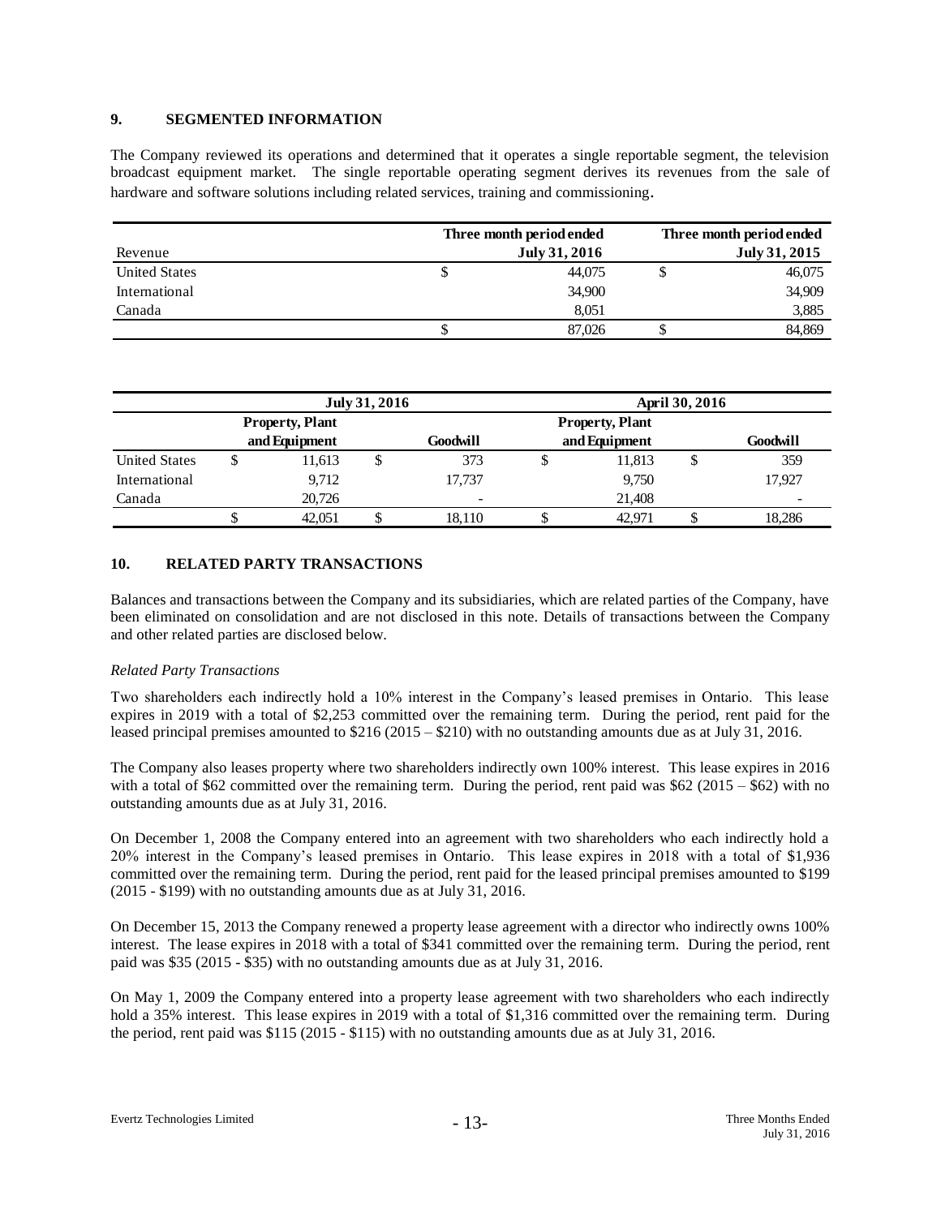## 9. SEGMENTED INFORMATION

The Company reviewed its operations and determined that it operates a single reportable segment, the television broadcast equipment market. The single reportable operating segment derives its revenues from the sale of hardware and software solutions including related services, training and commissioning.

| Revenue | Three month period ended July 31, 2016 | Three month period ended July 31, 2015 |
|---|---|---|
| United States | $ 44,075 | $ 46,075 |
| International | 34,900 | 34,909 |
| Canada | 8,051 | 3,885 |
| | $ 87,026 | $ 84,869 |

| | July 31, 2016 | | April 30, 2016 | |
|---|---|---|---|---|
| | Property, Plant and Equipment | Goodwill | Property, Plant and Equipment | Goodwill |
| United States | $ 11,613 | $ 373 | $ 11,813 | $ 359 |
| International | 9,712 | 17,737 | 9,750 | 17,927 |
| Canada | 20,726 | - | 21,408 | - |
| | $ 42,051 | $ 18,110 | $ 42,971 | $ 18,286 |

## 10. RELATED PARTY TRANSACTIONS

Balances and transactions between the Company and its subsidiaries, which are related parties of the Company, have been eliminated on consolidation and are not disclosed in this note. Details of transactions between the Company and other related parties are disclosed below.

*Related Party Transactions*

Two shareholders each indirectly hold a 10% interest in the Company's leased premises in Ontario. This lease expires in 2019 with a total of $2,253 committed over the remaining term. During the period, rent paid for the leased principal premises amounted to $216 (2015 – $210) with no outstanding amounts due as at July 31, 2016.

The Company also leases property where two shareholders indirectly own 100% interest. This lease expires in 2016 with a total of $62 committed over the remaining term. During the period, rent paid was $62 (2015 – $62) with no outstanding amounts due as at July 31, 2016.

On December 1, 2008 the Company entered into an agreement with two shareholders who each indirectly hold a 20% interest in the Company's leased premises in Ontario. This lease expires in 2018 with a total of $1,936 committed over the remaining term. During the period, rent paid for the leased principal premises amounted to $199 (2015 - $199) with no outstanding amounts due as at July 31, 2016.

On December 15, 2013 the Company renewed a property lease agreement with a director who indirectly owns 100% interest. The lease expires in 2018 with a total of $341 committed over the remaining term. During the period, rent paid was $35 (2015 - $35) with no outstanding amounts due as at July 31, 2016.

On May 1, 2009 the Company entered into a property lease agreement with two shareholders who each indirectly hold a 35% interest. This lease expires in 2019 with a total of $1,316 committed over the remaining term. During the period, rent paid was $115 (2015 - $115) with no outstanding amounts due as at July 31, 2016.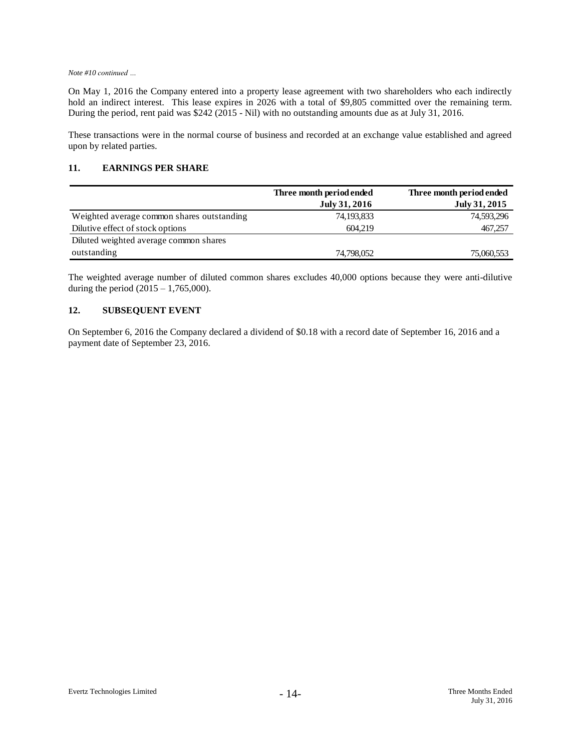*Note #10 continued …*

On May 1, 2016 the Company entered into a property lease agreement with two shareholders who each indirectly hold an indirect interest. This lease expires in 2026 with a total of $9,805 committed over the remaining term. During the period, rent paid was $242 (2015 - Nil) with no outstanding amounts due as at July 31, 2016.

These transactions were in the normal course of business and recorded at an exchange value established and agreed upon by related parties.

## 11. EARNINGS PER SHARE

| | Three month period ended July 31, 2016 | Three month period ended July 31, 2015 |
|---|---|---|
| Weighted average common shares outstanding | 74,193,833 | 74,593,296 |
| Dilutive effect of stock options | 604,219 | 467,257 |
| Diluted weighted average common shares outstanding | 74,798,052 | 75,060,553 |

The weighted average number of diluted common shares excludes 40,000 options because they were anti-dilutive during the period (2015 – 1,765,000).

## 12. SUBSEQUENT EVENT

On September 6, 2016 the Company declared a dividend of $0.18 with a record date of September 16, 2016 and a payment date of September 23, 2016.